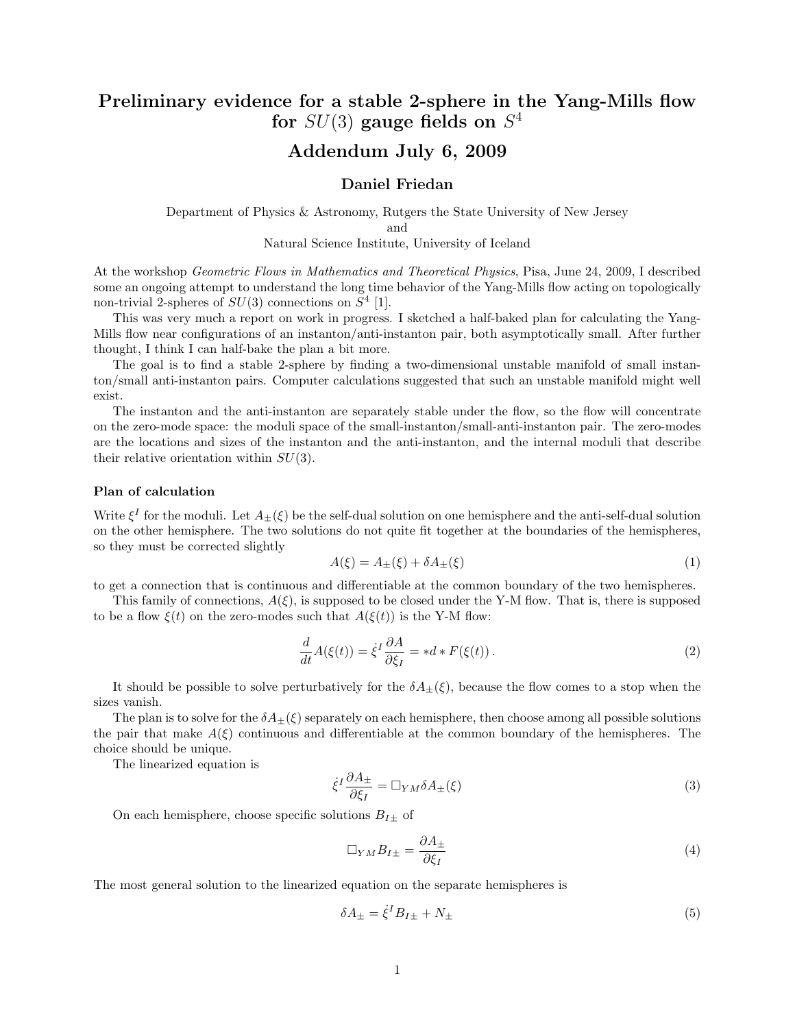# Preliminary evidence for a stable 2-sphere in the Yang-Mills flow for $SU(3)$ gauge fields on $S^4$

## Addendum July 6, 2009

**Daniel Friedan**

Department of Physics & Astronomy, Rutgers the State University of New Jersey
and
Natural Science Institute, University of Iceland

At the workshop *Geometric Flows in Mathematics and Theoretical Physics*, Pisa, June 24, 2009, I described some an ongoing attempt to understand the long time behavior of the Yang-Mills flow acting on topologically non-trivial 2-spheres of $SU(3)$ connections on $S^4$ [1].

This was very much a report on work in progress. I sketched a half-baked plan for calculating the Yang-Mills flow near configurations of an instanton/anti-instanton pair, both asymptotically small. After further thought, I think I can half-bake the plan a bit more.

The goal is to find a stable 2-sphere by finding a two-dimensional unstable manifold of small instanton/small anti-instanton pairs. Computer calculations suggested that such an unstable manifold might well exist.

The instanton and the anti-instanton are separately stable under the flow, so the flow will concentrate on the zero-mode space: the moduli space of the small-instanton/small-anti-instanton pair. The zero-modes are the locations and sizes of the instanton and the anti-instanton, and the internal moduli that describe their relative orientation within $SU(3)$.

### Plan of calculation

Write $\xi^I$ for the moduli. Let $A_\pm(\xi)$ be the self-dual solution on one hemisphere and the anti-self-dual solution on the other hemisphere. The two solutions do not quite fit together at the boundaries of the hemispheres, so they must be corrected slightly

$$A(\xi) = A_\pm(\xi) + \delta A_\pm(\xi) \tag{1}$$

to get a connection that is continuous and differentiable at the common boundary of the two hemispheres.

This family of connections, $A(\xi)$, is supposed to be closed under the Y-M flow. That is, there is supposed to be a flow $\xi(t)$ on the zero-modes such that $A(\xi(t))$ is the Y-M flow:

$$\frac{d}{dt}A(\xi(t)) = \dot{\xi}^I \frac{\partial A}{\partial \xi_I} = *d * F(\xi(t))\,. \tag{2}$$

It should be possible to solve perturbatively for the $\delta A_\pm(\xi)$, because the flow comes to a stop when the sizes vanish.

The plan is to solve for the $\delta A_\pm(\xi)$ separately on each hemisphere, then choose among all possible solutions the pair that make $A(\xi)$ continuous and differentiable at the common boundary of the hemispheres. The choice should be unique.

The linearized equation is

$$\dot{\xi}^I \frac{\partial A_\pm}{\partial \xi_I} = \Box_{YM} \delta A_\pm(\xi) \tag{3}$$

On each hemisphere, choose specific solutions $B_{I\pm}$ of

$$\Box_{YM} B_{I\pm} = \frac{\partial A_\pm}{\partial \xi_I} \tag{4}$$

The most general solution to the linearized equation on the separate hemispheres is

$$\delta A_\pm = \dot{\xi}^I B_{I\pm} + N_\pm \tag{5}$$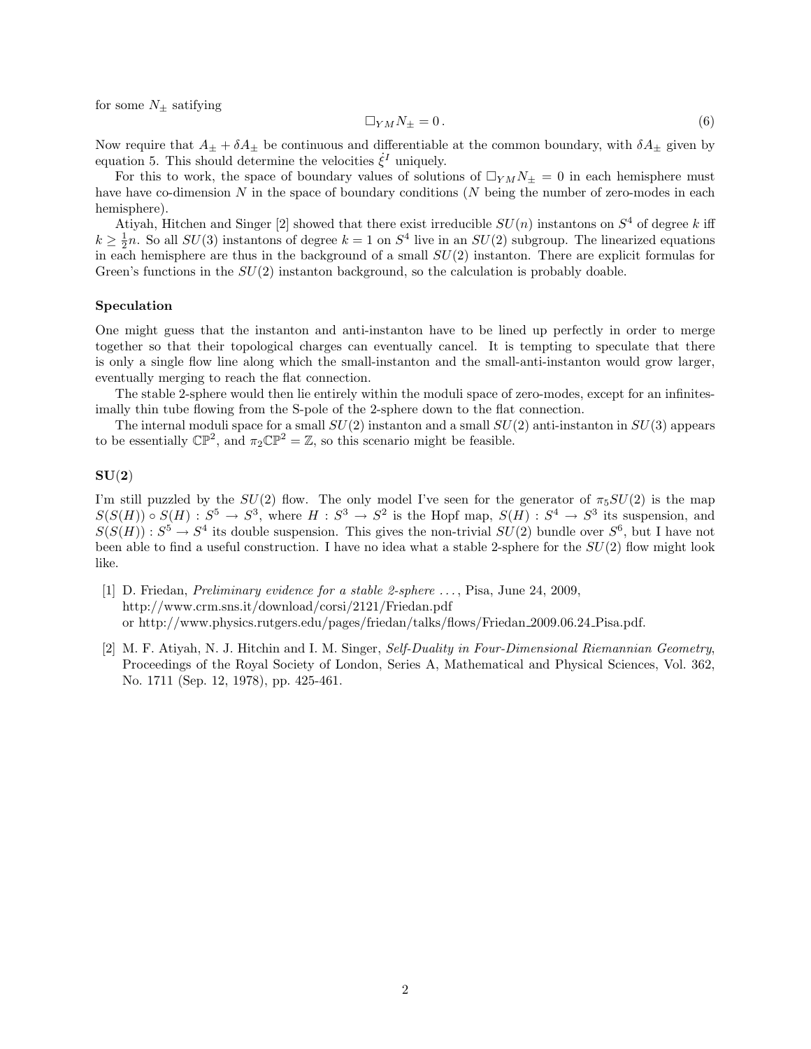for some $N_\pm$ satisfying

$$\Box_{YM} N_\pm = 0\,. \tag{6}$$

Now require that $A_\pm + \delta A_\pm$ be continuous and differentiable at the common boundary, with $\delta A_\pm$ given by equation 5. This should determine the velocities $\dot{\xi}^I$ uniquely.

For this to work, the space of boundary values of solutions of $\Box_{YM} N_\pm = 0$ in each hemisphere must have have co-dimension $N$ in the space of boundary conditions ($N$ being the number of zero-modes in each hemisphere).

Atiyah, Hitchen and Singer [2] showed that there exist irreducible $SU(n)$ instantons on $S^4$ of degree $k$ iff $k \geq \frac{1}{2}n$. So all $SU(3)$ instantons of degree $k = 1$ on $S^4$ live in an $SU(2)$ subgroup. The linearized equations in each hemisphere are thus in the background of a small $SU(2)$ instanton. There are explicit formulas for Green's functions in the $SU(2)$ instanton background, so the calculation is probably doable.

### Speculation

One might guess that the instanton and anti-instanton have to be lined up perfectly in order to merge together so that their topological charges can eventually cancel. It is tempting to speculate that there is only a single flow line along which the small-instanton and the small-anti-instanton would grow larger, eventually merging to reach the flat connection.

The stable 2-sphere would then lie entirely within the moduli space of zero-modes, except for an infinitesimally thin tube flowing from the S-pole of the 2-sphere down to the flat connection.

The internal moduli space for a small $SU(2)$ instanton and a small $SU(2)$ anti-instanton in $SU(3)$ appears to be essentially $\mathbb{CP}^2$, and $\pi_2 \mathbb{CP}^2 = \mathbb{Z}$, so this scenario might be feasible.

### SU(2)

I'm still puzzled by the $SU(2)$ flow. The only model I've seen for the generator of $\pi_5 SU(2)$ is the map $S(S(H)) \circ S(H) : S^5 \to S^3$, where $H : S^3 \to S^2$ is the Hopf map, $S(H) : S^4 \to S^3$ its suspension, and $S(S(H)) : S^5 \to S^4$ its double suspension. This gives the non-trivial $SU(2)$ bundle over $S^6$, but I have not been able to find a useful construction. I have no idea what a stable 2-sphere for the $SU(2)$ flow might look like.

[1] D. Friedan, *Preliminary evidence for a stable 2-sphere ...*, Pisa, June 24, 2009, http://www.crm.sns.it/download/corsi/2121/Friedan.pdf or http://www.physics.rutgers.edu/pages/friedan/talks/flows/Friedan_2009.06.24_Pisa.pdf.

[2] M. F. Atiyah, N. J. Hitchin and I. M. Singer, *Self-Duality in Four-Dimensional Riemannian Geometry*, Proceedings of the Royal Society of London, Series A, Mathematical and Physical Sciences, Vol. 362, No. 1711 (Sep. 12, 1978), pp. 425-461.